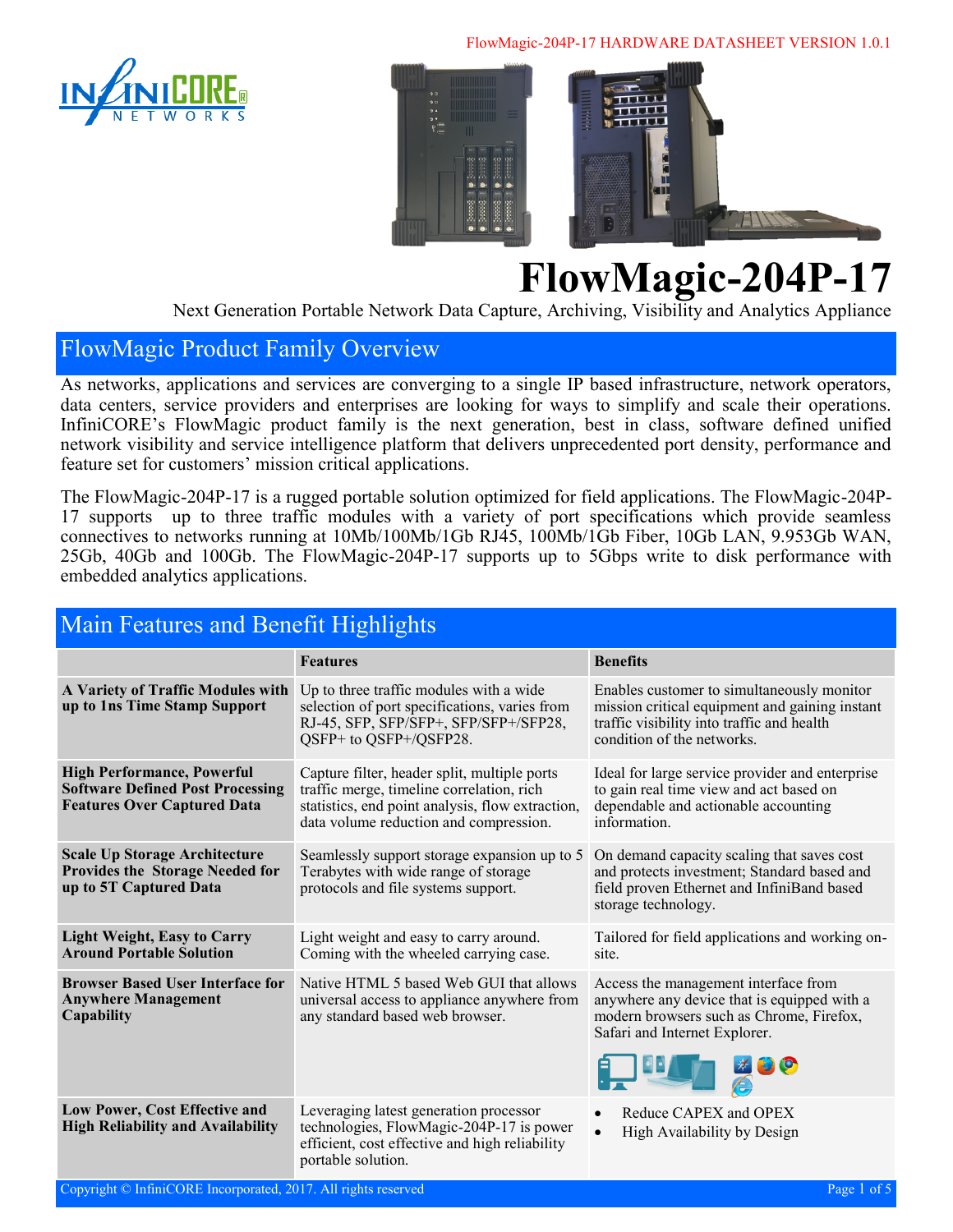# FlowMagic-204P-17

Next Generation Portable Network Data Capture, Archiving, Visibility and Analytics Appliance

## FlowMagic Product Family Overview

As networks, applications and services are converging to a single IP based infrastructure, network operators, data centers, service providers and enterprises are looking for ways to simplify and scale their operations. InfiniCORE's FlowMagic product family is the next generation, best in class, software defined unified network visibility and service intelligence platform that delivers unprecedented port density, performance and feature set for customers' mission critical applications.

The FlowMagic-204P-17 is a rugged portable solution optimized for field applications. The FlowMagic-204P-17 supports up to three traffic modules with a variety of port specifications which provide seamless connectives to networks running at 10Mb/100Mb/1Gb RJ45, 100Mb/1Gb Fiber, 10Gb LAN, 9.953Gb WAN, 25Gb, 40Gb and 100Gb. The FlowMagic-204P-17 supports up to 5Gbps write to disk performance with embedded analytics applications.

## Main Features and Benefit Highlights

| | Features | Benefits |
|---|---|---|
| **A Variety of Traffic Modules with up to 1ns Time Stamp Support** | Up to three traffic modules with a wide selection of port specifications, varies from RJ-45, SFP, SFP/SFP+, SFP/SFP+/SFP28, QSFP+ to QSFP+/QSFP28. | Enables customer to simultaneously monitor mission critical equipment and gaining instant traffic visibility into traffic and health condition of the networks. |
| **High Performance, Powerful Software Defined Post Processing Features Over Captured Data** | Capture filter, header split, multiple ports traffic merge, timeline correlation, rich statistics, end point analysis, flow extraction, data volume reduction and compression. | Ideal for large service provider and enterprise to gain real time view and act based on dependable and actionable accounting information. |
| **Scale Up Storage Architecture Provides the Storage Needed for up to 5T Captured Data** | Seamlessly support storage expansion up to 5 Terabytes with wide range of storage protocols and file systems support. | On demand capacity scaling that saves cost and protects investment; Standard based and field proven Ethernet and InfiniBand based storage technology. |
| **Light Weight, Easy to Carry Around Portable Solution** | Light weight and easy to carry around. Coming with the wheeled carrying case. | Tailored for field applications and working on-site. |
| **Browser Based User Interface for Anywhere Management Capability** | Native HTML 5 based Web GUI that allows universal access to appliance anywhere from any standard based web browser. | Access the management interface from anywhere any device that is equipped with a modern browsers such as Chrome, Firefox, Safari and Internet Explorer. |
| **Low Power, Cost Effective and High Reliability and Availability** | Leveraging latest generation processor technologies, FlowMagic-204P-17 is power efficient, cost effective and high reliability portable solution. | • Reduce CAPEX and OPEX<br>• High Availability by Design |

Copyright © InfiniCORE Incorporated, 2017. All rights reserved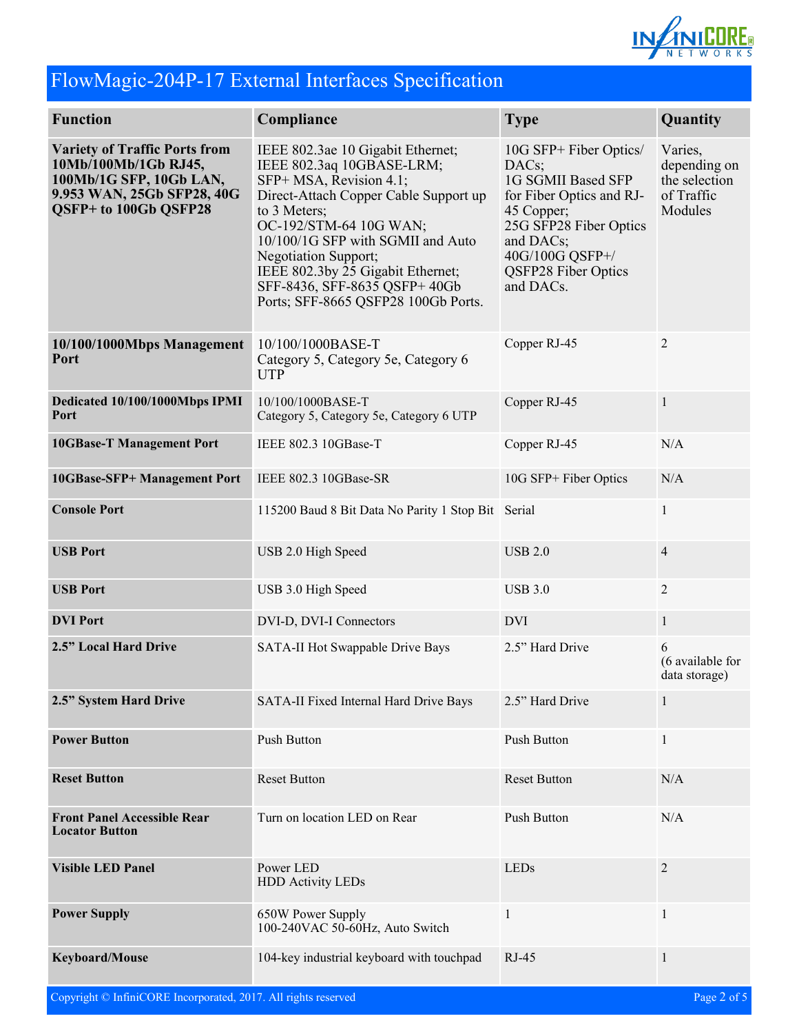# FlowMagic-204P-17 External Interfaces Specification

| Function | Compliance | Type | Quantity |
|---|---|---|---|
| **Variety of Traffic Ports from 10Mb/100Mb/1Gb RJ45, 100Mb/1G SFP, 10Gb LAN, 9.953 WAN, 25Gb SFP28, 40G QSFP+ to 100Gb QSFP28** | IEEE 802.3ae 10 Gigabit Ethernet; IEEE 802.3aq 10GBASE-LRM; SFP+ MSA, Revision 4.1; Direct-Attach Copper Cable Support up to 3 Meters; OC-192/STM-64 10G WAN; 10/100/1G SFP with SGMII and Auto Negotiation Support; IEEE 802.3by 25 Gigabit Ethernet; SFF-8436, SFF-8635 QSFP+ 40Gb Ports; SFF-8665 QSFP28 100Gb Ports. | 10G SFP+ Fiber Optics/ DACs; 1G SGMII Based SFP for Fiber Optics and RJ-45 Copper; 25G SFP28 Fiber Optics and DACs; 40G/100G QSFP+/ QSFP28 Fiber Optics and DACs. | Varies, depending on the selection of Traffic Modules |
| **10/100/1000Mbps Management Port** | 10/100/1000BASE-T Category 5, Category 5e, Category 6 UTP | Copper RJ-45 | 2 |
| **Dedicated 10/100/1000Mbps IPMI Port** | 10/100/1000BASE-T Category 5, Category 5e, Category 6 UTP | Copper RJ-45 | 1 |
| **10GBase-T Management Port** | IEEE 802.3 10GBase-T | Copper RJ-45 | N/A |
| **10GBase-SFP+ Management Port** | IEEE 802.3 10GBase-SR | 10G SFP+ Fiber Optics | N/A |
| **Console Port** | 115200 Baud 8 Bit Data No Parity 1 Stop Bit | Serial | 1 |
| **USB Port** | USB 2.0 High Speed | USB 2.0 | 4 |
| **USB Port** | USB 3.0 High Speed | USB 3.0 | 2 |
| **DVI Port** | DVI-D, DVI-I Connectors | DVI | 1 |
| **2.5" Local Hard Drive** | SATA-II Hot Swappable Drive Bays | 2.5" Hard Drive | 6 (6 available for data storage) |
| **2.5" System Hard Drive** | SATA-II Fixed Internal Hard Drive Bays | 2.5" Hard Drive | 1 |
| **Power Button** | Push Button | Push Button | 1 |
| **Reset Button** | Reset Button | Reset Button | N/A |
| **Front Panel Accessible Rear Locator Button** | Turn on location LED on Rear | Push Button | N/A |
| **Visible LED Panel** | Power LED HDD Activity LEDs | LEDs | 2 |
| **Power Supply** | 650W Power Supply 100-240VAC 50-60Hz, Auto Switch | 1 | 1 |
| **Keyboard/Mouse** | 104-key industrial keyboard with touchpad | RJ-45 | 1 |

Copyright © InfiniCORE Incorporated, 2017. All rights reserved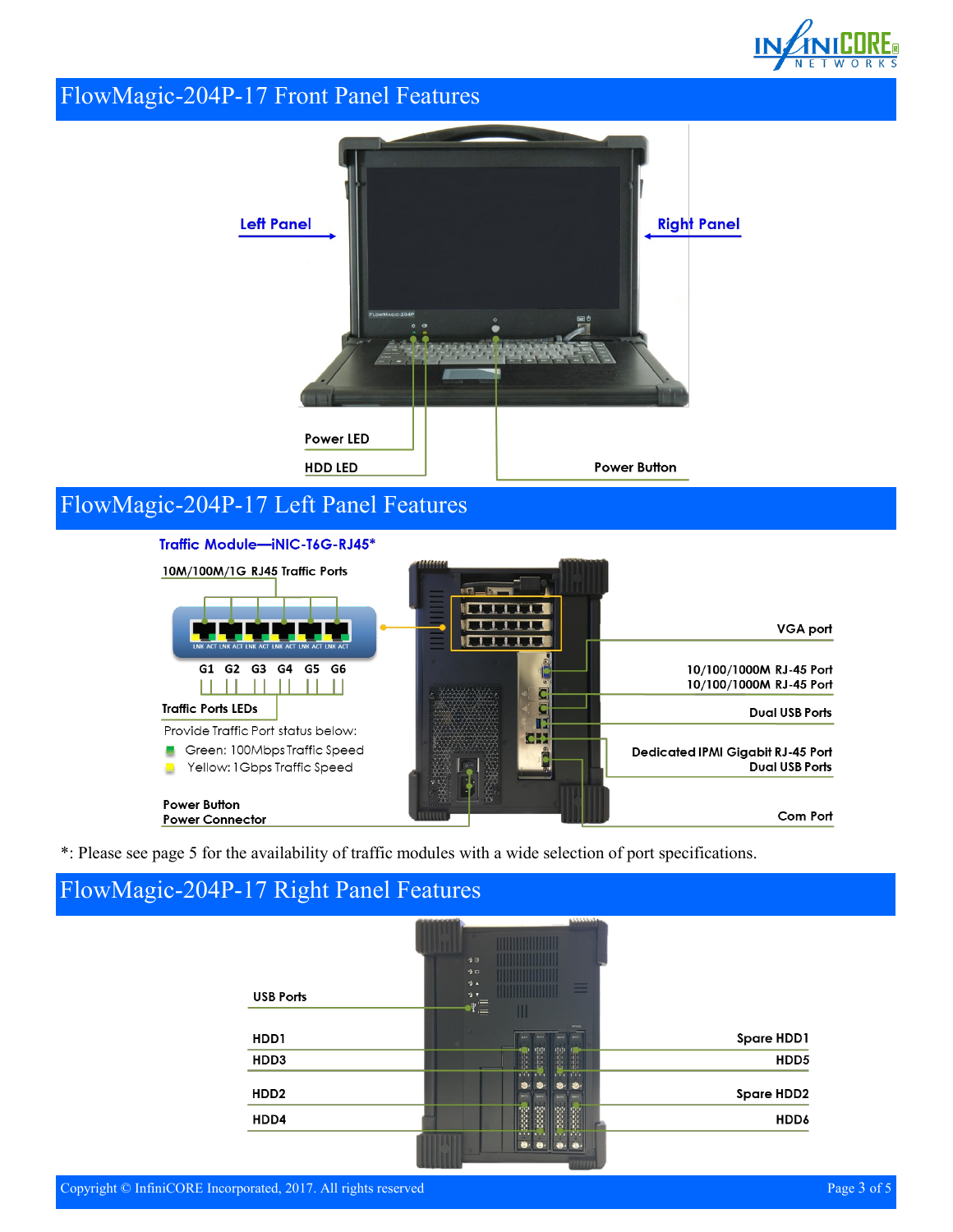## FlowMagic-204P-17 Front Panel Features

Left Panel

Right Panel

Power LED

HDD LED

Power Button

## FlowMagic-204P-17 Left Panel Features

Traffic Module—iNIC-T6G-RJ45*

10M/100M/1G RJ45 Traffic Ports

G1 G2 G3 G4 G5 G6

Traffic Ports LEDs

Provide Traffic Port status below:

- Green: 100Mbps Traffic Speed
- Yellow: 1Gbps Traffic Speed

Power Button
Power Connector

VGA port

10/100/1000M RJ-45 Port
10/100/1000M RJ-45 Port

Dual USB Ports

Dedicated IPMI Gigabit RJ-45 Port
Dual USB Ports

Com Port

*: Please see page 5 for the availability of traffic modules with a wide selection of port specifications.

## FlowMagic-204P-17 Right Panel Features

USB Ports

HDD1

HDD3

HDD2

HDD4

Spare HDD1

HDD5

Spare HDD2

HDD6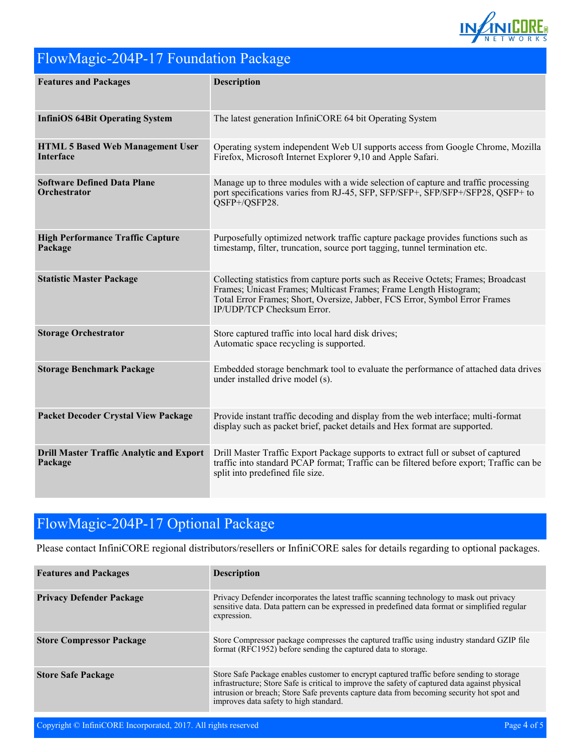## FlowMagic-204P-17 Foundation Package

| Features and Packages | Description |
|---|---|
| **InfiniOS 64Bit Operating System** | The latest generation InfiniCORE 64 bit Operating System |
| **HTML 5 Based Web Management User Interface** | Operating system independent Web UI supports access from Google Chrome, Mozilla Firefox, Microsoft Internet Explorer 9,10 and Apple Safari. |
| **Software Defined Data Plane Orchestrator** | Manage up to three modules with a wide selection of capture and traffic processing port specifications varies from RJ-45, SFP, SFP/SFP+, SFP/SFP+/SFP28, QSFP+ to QSFP+/QSFP28. |
| **High Performance Traffic Capture Package** | Purposefully optimized network traffic capture package provides functions such as timestamp, filter, truncation, source port tagging, tunnel termination etc. |
| **Statistic Master Package** | Collecting statistics from capture ports such as Receive Octets; Frames; Broadcast Frames; Unicast Frames; Multicast Frames; Frame Length Histogram; Total Error Frames; Short, Oversize, Jabber, FCS Error, Symbol Error Frames IP/UDP/TCP Checksum Error. |
| **Storage Orchestrator** | Store captured traffic into local hard disk drives; Automatic space recycling is supported. |
| **Storage Benchmark Package** | Embedded storage benchmark tool to evaluate the performance of attached data drives under installed drive model (s). |
| **Packet Decoder Crystal View Package** | Provide instant traffic decoding and display from the web interface; multi-format display such as packet brief, packet details and Hex format are supported. |
| **Drill Master Traffic Analytic and Export Package** | Drill Master Traffic Export Package supports to extract full or subset of captured traffic into standard PCAP format; Traffic can be filtered before export; Traffic can be split into predefined file size. |

## FlowMagic-204P-17 Optional Package

Please contact InfiniCORE regional distributors/resellers or InfiniCORE sales for details regarding to optional packages.

| Features and Packages | Description |
|---|---|
| **Privacy Defender Package** | Privacy Defender incorporates the latest traffic scanning technology to mask out privacy sensitive data. Data pattern can be expressed in predefined data format or simplified regular expression. |
| **Store Compressor Package** | Store Compressor package compresses the captured traffic using industry standard GZIP file format (RFC1952) before sending the captured data to storage. |
| **Store Safe Package** | Store Safe Package enables customer to encrypt captured traffic before sending to storage infrastructure; Store Safe is critical to improve the safety of captured data against physical intrusion or breach; Store Safe prevents capture data from becoming security hot spot and improves data safety to high standard. |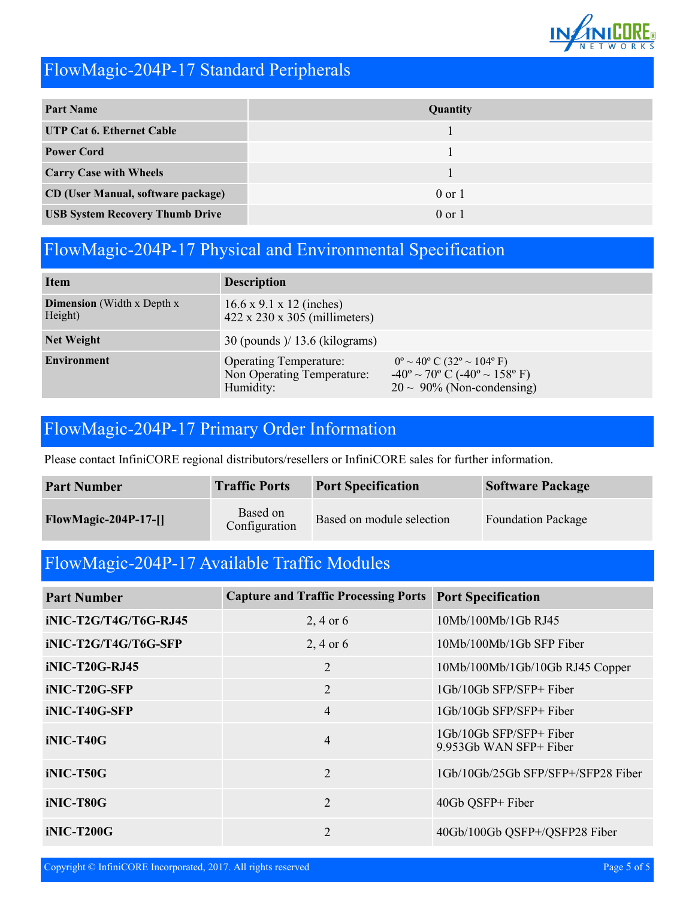## FlowMagic-204P-17 Standard Peripherals

| Part Name | Quantity |
|---|---|
| **UTP Cat 6. Ethernet Cable** | 1 |
| **Power Cord** | 1 |
| **Carry Case with Wheels** | 1 |
| **CD (User Manual, software package)** | 0 or 1 |
| **USB System Recovery Thumb Drive** | 0 or 1 |

## FlowMagic-204P-17 Physical and Environmental Specification

| Item | Description |
|---|---|
| **Dimension** (Width x Depth x Height) | 16.6 x 9.1 x 12 (inches)<br>422 x 230 x 305 (millimeters) |
| **Net Weight** | 30 (pounds )/ 13.6 (kilograms) |
| **Environment** | Operating Temperature: 0º ~ 40º C (32º ~ 104º F)<br>Non Operating Temperature: -40º ~ 70º C (-40º ~ 158º F)<br>Humidity: 20 ~ 90% (Non-condensing) |

## FlowMagic-204P-17 Primary Order Information

Please contact InfiniCORE regional distributors/resellers or InfiniCORE sales for further information.

| Part Number | Traffic Ports | Port Specification | Software Package |
|---|---|---|---|
| **FlowMagic-204P-17-[]** | Based on Configuration | Based on module selection | Foundation Package |

## FlowMagic-204P-17 Available Traffic Modules

| Part Number | Capture and Traffic Processing Ports | Port Specification |
|---|---|---|
| **iNIC-T2G/T4G/T6G-RJ45** | 2, 4 or 6 | 10Mb/100Mb/1Gb RJ45 |
| **iNIC-T2G/T4G/T6G-SFP** | 2, 4 or 6 | 10Mb/100Mb/1Gb SFP Fiber |
| **iNIC-T20G-RJ45** | 2 | 10Mb/100Mb/1Gb/10Gb RJ45 Copper |
| **iNIC-T20G-SFP** | 2 | 1Gb/10Gb SFP/SFP+ Fiber |
| **iNIC-T40G-SFP** | 4 | 1Gb/10Gb SFP/SFP+ Fiber |
| **iNIC-T40G** | 4 | 1Gb/10Gb SFP/SFP+ Fiber<br>9.953Gb WAN SFP+ Fiber |
| **iNIC-T50G** | 2 | 1Gb/10Gb/25Gb SFP/SFP+/SFP28 Fiber |
| **iNIC-T80G** | 2 | 40Gb QSFP+ Fiber |
| **iNIC-T200G** | 2 | 40Gb/100Gb QSFP+/QSFP28 Fiber |

Copyright © InfiniCORE Incorporated, 2017. All rights reserved